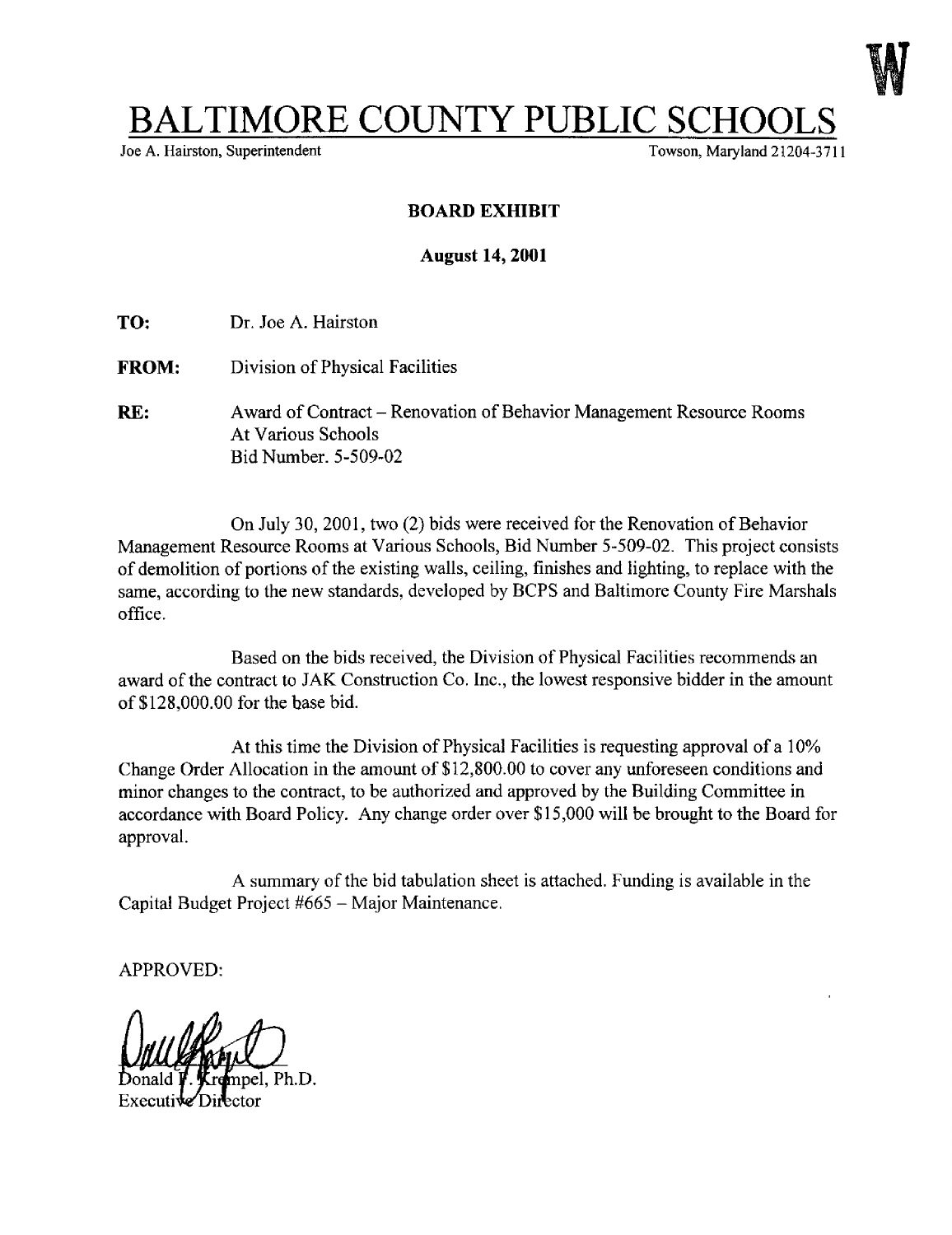W

# BALTIMORE COUNTY PUBLIC SCHOOLS

Joe A. Hairston, Superintendent Towson, Maryland 21204-3711

**BOARD EXHIBIT**

**August 14, 2001**

**TO:** Dr. Joe A. Hairston

**FROM:** Division of Physical Facilities

**RE:** Award of Contract – Renovation of Behavior Management Resource Rooms At Various Schools Bid Number. 5-509-02

On July 30, 2001, two (2) bids were received for the Renovation of Behavior Management Resource Rooms at Various Schools, Bid Number 5-509-02. This project consists of demolition of portions of the existing walls, ceiling, finishes and lighting, to replace with the same, according to the new standards, developed by BCPS and Baltimore County Fire Marshals office.

Based on the bids received, the Division of Physical Facilities recommends an award of the contract to JAK Construction Co. Inc., the lowest responsive bidder in the amount of $128,000.00 for the base bid.

At this time the Division of Physical Facilities is requesting approval of a 10% Change Order Allocation in the amount of $12,800.00 to cover any unforeseen conditions and minor changes to the contract, to be authorized and approved by the Building Committee in accordance with Board Policy. Any change order over $15,000 will be brought to the Board for approval.

A summary of the bid tabulation sheet is attached. Funding is available in the Capital Budget Project #665 – Major Maintenance.

APPROVED:

Donald F. Krempel, Ph.D.
Executive Director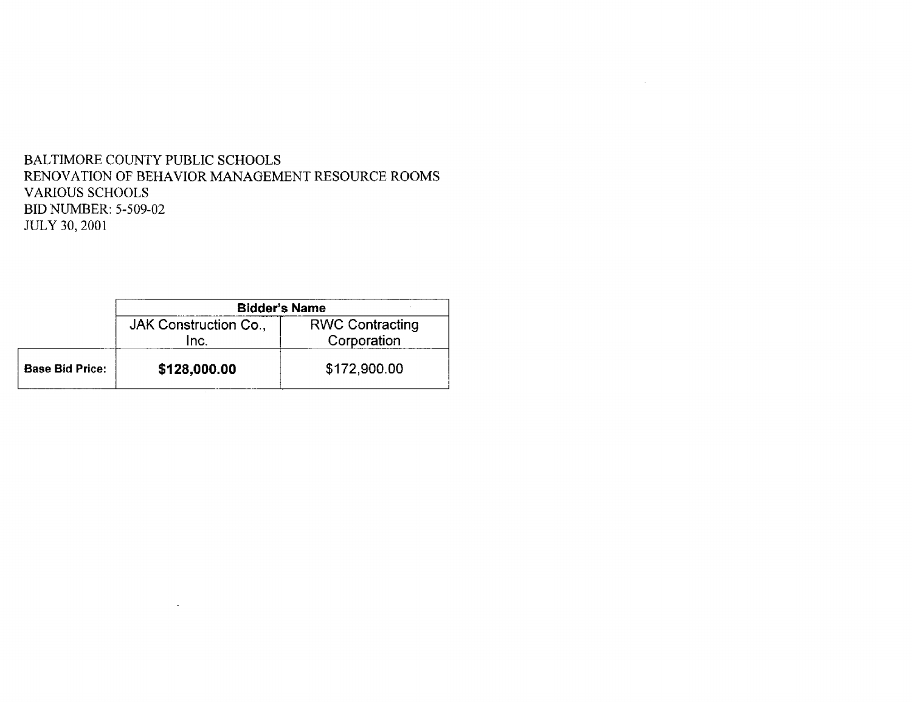BALTIMORE COUNTY PUBLIC SCHOOLS
RENOVATION OF BEHAVIOR MANAGEMENT RESOURCE ROOMS
VARIOUS SCHOOLS
BID NUMBER: 5-509-02
JULY 30, 2001

| | **Bidder's Name** | |
|---|---|---|
| | JAK Construction Co., Inc. | RWC Contracting Corporation |
| **Base Bid Price:** | **$128,000.00** | $172,900.00 |